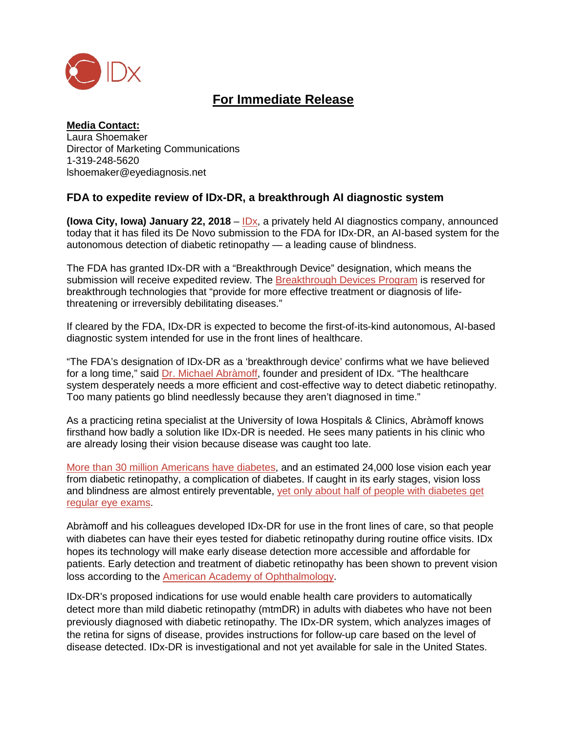IDx

## For Immediate Release

**Media Contact:**
Laura Shoemaker
Director of Marketing Communications
1-319-248-5620
lshoemaker@eyediagnosis.net

### FDA to expedite review of IDx-DR, a breakthrough AI diagnostic system

**(Iowa City, Iowa) January 22, 2018** – IDx, a privately held AI diagnostics company, announced today that it has filed its De Novo submission to the FDA for IDx-DR, an AI-based system for the autonomous detection of diabetic retinopathy — a leading cause of blindness.

The FDA has granted IDx-DR with a "Breakthrough Device" designation, which means the submission will receive expedited review. The Breakthrough Devices Program is reserved for breakthrough technologies that "provide for more effective treatment or diagnosis of life-threatening or irreversibly debilitating diseases."

If cleared by the FDA, IDx-DR is expected to become the first-of-its-kind autonomous, AI-based diagnostic system intended for use in the front lines of healthcare.

"The FDA's designation of IDx-DR as a 'breakthrough device' confirms what we have believed for a long time," said Dr. Michael Abràmoff, founder and president of IDx. "The healthcare system desperately needs a more efficient and cost-effective way to detect diabetic retinopathy. Too many patients go blind needlessly because they aren't diagnosed in time."

As a practicing retina specialist at the University of Iowa Hospitals & Clinics, Abràmoff knows firsthand how badly a solution like IDx-DR is needed. He sees many patients in his clinic who are already losing their vision because disease was caught too late.

More than 30 million Americans have diabetes, and an estimated 24,000 lose vision each year from diabetic retinopathy, a complication of diabetes. If caught in its early stages, vision loss and blindness are almost entirely preventable, yet only about half of people with diabetes get regular eye exams.

Abràmoff and his colleagues developed IDx-DR for use in the front lines of care, so that people with diabetes can have their eyes tested for diabetic retinopathy during routine office visits. IDx hopes its technology will make early disease detection more accessible and affordable for patients. Early detection and treatment of diabetic retinopathy has been shown to prevent vision loss according to the American Academy of Ophthalmology.

IDx-DR's proposed indications for use would enable health care providers to automatically detect more than mild diabetic retinopathy (mtmDR) in adults with diabetes who have not been previously diagnosed with diabetic retinopathy. The IDx-DR system, which analyzes images of the retina for signs of disease, provides instructions for follow-up care based on the level of disease detected. IDx-DR is investigational and not yet available for sale in the United States.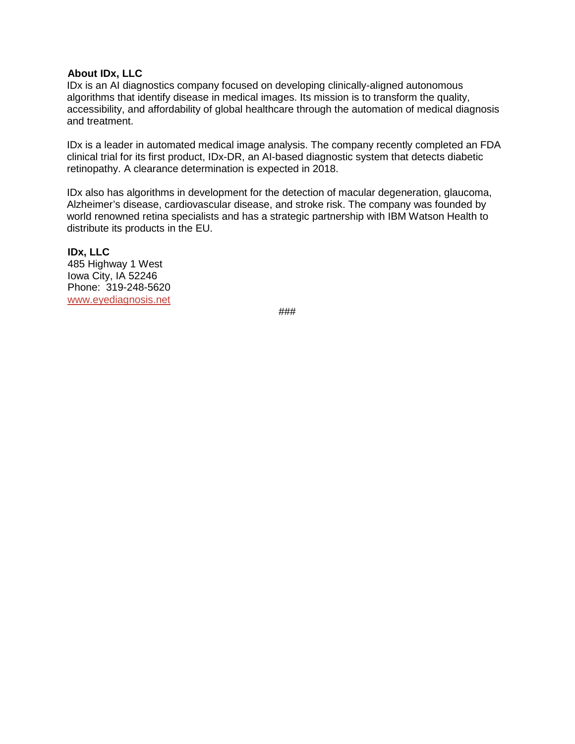**About IDx, LLC**

IDx is an AI diagnostics company focused on developing clinically-aligned autonomous algorithms that identify disease in medical images. Its mission is to transform the quality, accessibility, and affordability of global healthcare through the automation of medical diagnosis and treatment.

IDx is a leader in automated medical image analysis. The company recently completed an FDA clinical trial for its first product, IDx-DR, an AI-based diagnostic system that detects diabetic retinopathy. A clearance determination is expected in 2018.

IDx also has algorithms in development for the detection of macular degeneration, glaucoma, Alzheimer's disease, cardiovascular disease, and stroke risk. The company was founded by world renowned retina specialists and has a strategic partnership with IBM Watson Health to distribute its products in the EU.

**IDx, LLC**
485 Highway 1 West
Iowa City, IA 52246
Phone: 319-248-5620
www.eyediagnosis.net

###